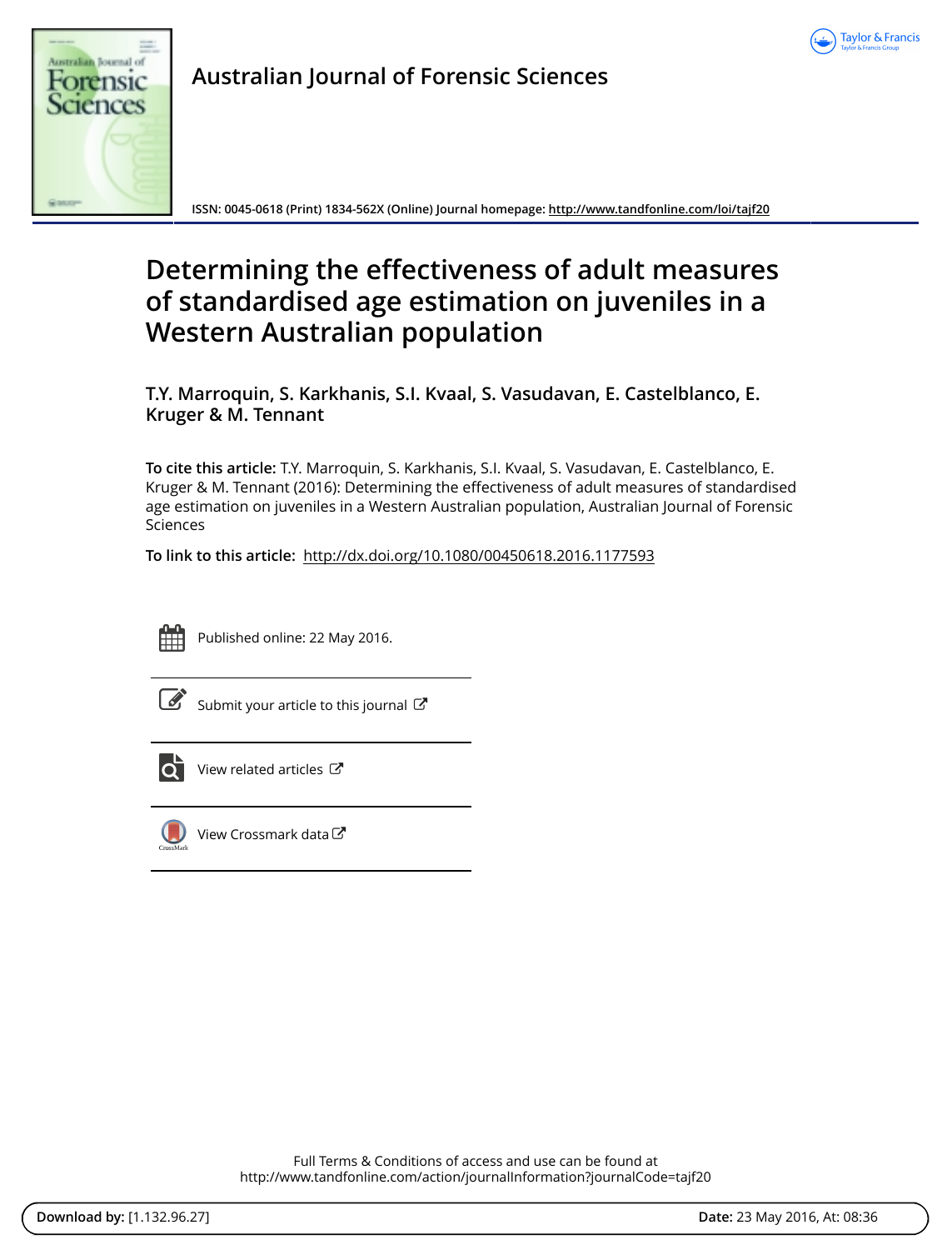Australian Journal of Forensic Sciences

ISSN: 0045-0618 (Print) 1834-562X (Online) Journal homepage: http://www.tandfonline.com/loi/tajf20

# Determining the effectiveness of adult measures of standardised age estimation on juveniles in a Western Australian population

T.Y. Marroquin, S. Karkhanis, S.I. Kvaal, S. Vasudavan, E. Castelblanco, E. Kruger & M. Tennant

**To cite this article:** T.Y. Marroquin, S. Karkhanis, S.I. Kvaal, S. Vasudavan, E. Castelblanco, E. Kruger & M. Tennant (2016): Determining the effectiveness of adult measures of standardised age estimation on juveniles in a Western Australian population, Australian Journal of Forensic Sciences

**To link to this article:** http://dx.doi.org/10.1080/00450618.2016.1177593

Published online: 22 May 2016.

Submit your article to this journal

View related articles

View Crossmark data

Full Terms & Conditions of access and use can be found at http://www.tandfonline.com/action/journalInformation?journalCode=tajf20

**Download by:** [1.132.96.27] **Date:** 23 May 2016, At: 08:36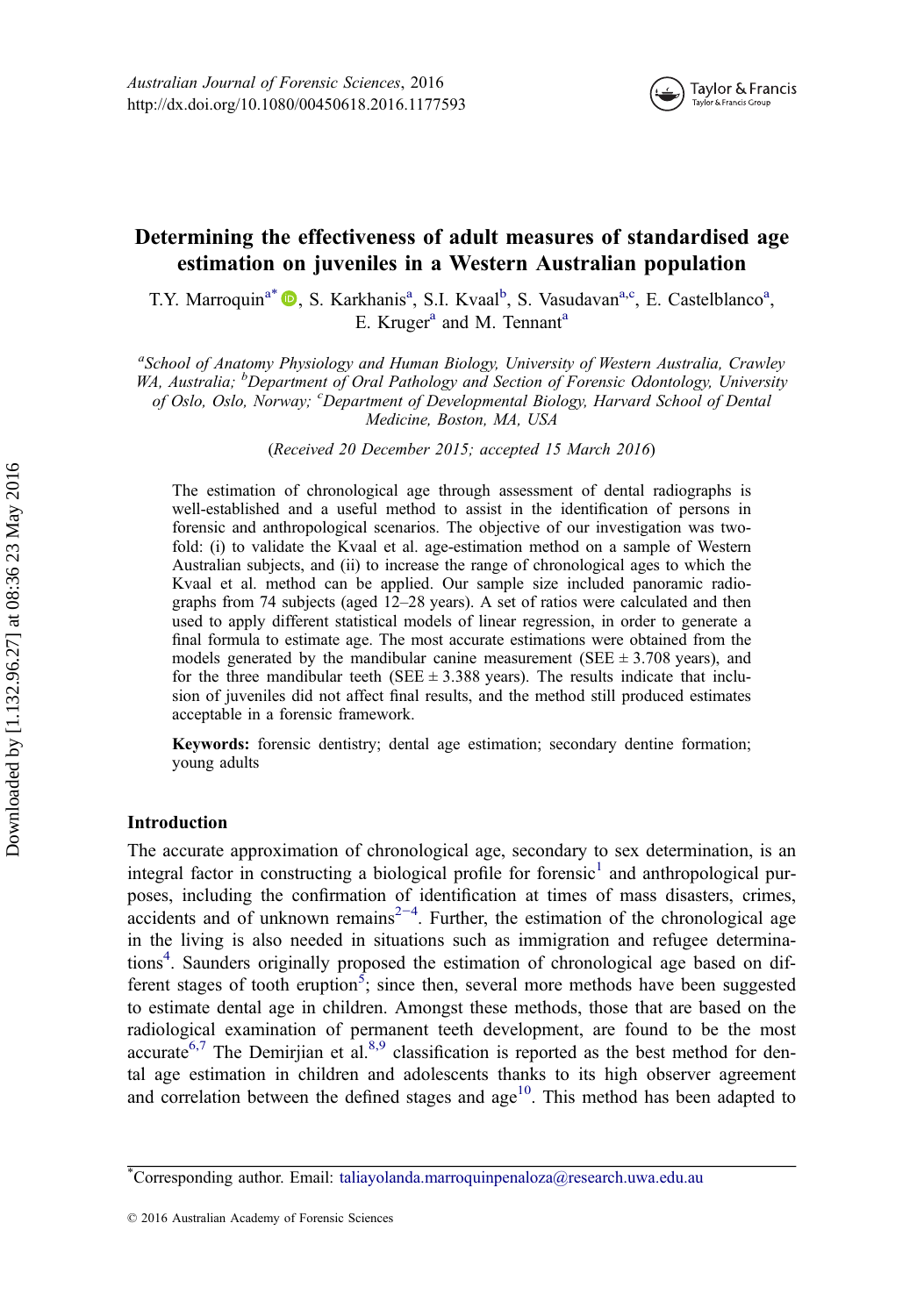# Determining the effectiveness of adult measures of standardised age estimation on juveniles in a Western Australian population

T.Y. Marroquin[a*], S. Karkhanis[a], S.I. Kvaal[b], S. Vasudavan[a,c], E. Castelblanco[a], E. Kruger[a] and M. Tennant[a]

[a]*School of Anatomy Physiology and Human Biology, University of Western Australia, Crawley WA, Australia;* [b]*Department of Oral Pathology and Section of Forensic Odontology, University of Oslo, Oslo, Norway;* [c]*Department of Developmental Biology, Harvard School of Dental Medicine, Boston, MA, USA*

(*Received 20 December 2015; accepted 15 March 2016*)

The estimation of chronological age through assessment of dental radiographs is well-established and a useful method to assist in the identification of persons in forensic and anthropological scenarios. The objective of our investigation was two-fold: (i) to validate the Kvaal et al. age-estimation method on a sample of Western Australian subjects, and (ii) to increase the range of chronological ages to which the Kvaal et al. method can be applied. Our sample size included panoramic radiographs from 74 subjects (aged 12–28 years). A set of ratios were calculated and then used to apply different statistical models of linear regression, in order to generate a final formula to estimate age. The most accurate estimations were obtained from the models generated by the mandibular canine measurement (SEE ± 3.708 years), and for the three mandibular teeth (SEE ± 3.388 years). The results indicate that inclusion of juveniles did not affect final results, and the method still produced estimates acceptable in a forensic framework.

**Keywords:** forensic dentistry; dental age estimation; secondary dentine formation; young adults

## Introduction

The accurate approximation of chronological age, secondary to sex determination, is an integral factor in constructing a biological profile for forensic[1] and anthropological purposes, including the confirmation of identification at times of mass disasters, crimes, accidents and of unknown remains[2–4]. Further, the estimation of the chronological age in the living is also needed in situations such as immigration and refugee determinations[4]. Saunders originally proposed the estimation of chronological age based on different stages of tooth eruption[5]; since then, several more methods have been suggested to estimate dental age in children. Amongst these methods, those that are based on the radiological examination of permanent teeth development, are found to be the most accurate[6,7] The Demirjian et al.[8,9] classification is reported as the best method for dental age estimation in children and adolescents thanks to its high observer agreement and correlation between the defined stages and age[10]. This method has been adapted to

---

[*]Corresponding author. Email: taliayolanda.marroquinpenaloza@research.uwa.edu.au

© 2016 Australian Academy of Forensic Sciences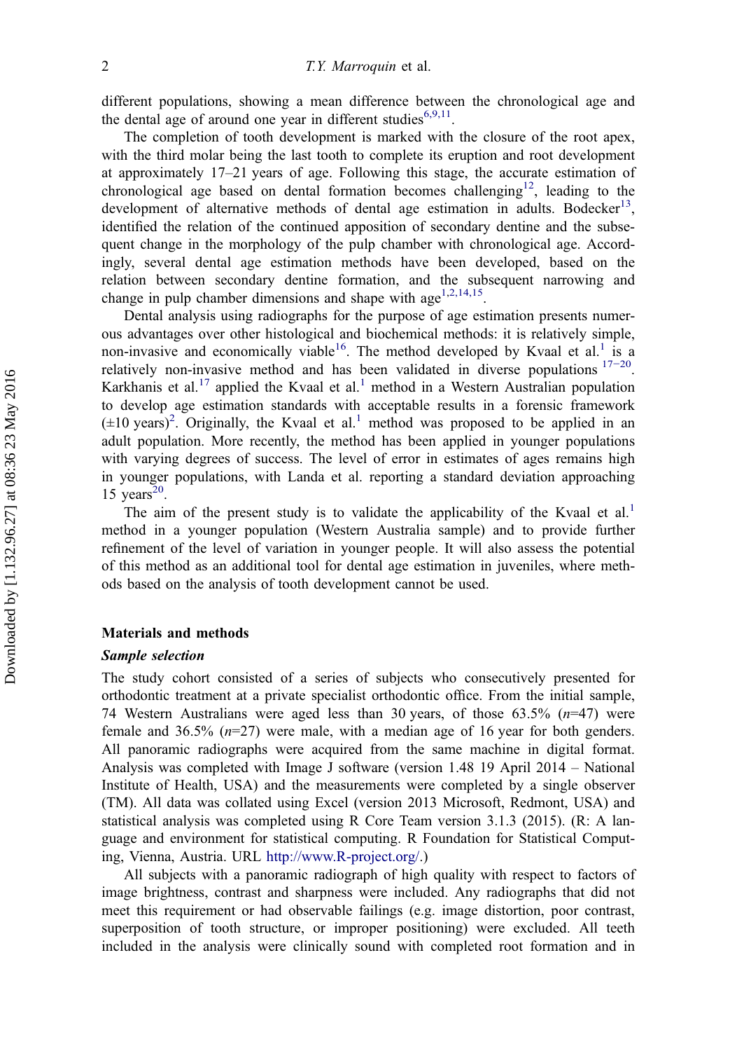different populations, showing a mean difference between the chronological age and the dental age of around one year in different studies[6,9,11].

The completion of tooth development is marked with the closure of the root apex, with the third molar being the last tooth to complete its eruption and root development at approximately 17–21 years of age. Following this stage, the accurate estimation of chronological age based on dental formation becomes challenging[12], leading to the development of alternative methods of dental age estimation in adults. Bodecker[13], identified the relation of the continued apposition of secondary dentine and the subsequent change in the morphology of the pulp chamber with chronological age. Accordingly, several dental age estimation methods have been developed, based on the relation between secondary dentine formation, and the subsequent narrowing and change in pulp chamber dimensions and shape with age[1,2,14,15].

Dental analysis using radiographs for the purpose of age estimation presents numerous advantages over other histological and biochemical methods: it is relatively simple, non-invasive and economically viable[16]. The method developed by Kvaal et al.[1] is a relatively non-invasive method and has been validated in diverse populations [17–20]. Karkhanis et al.[17] applied the Kvaal et al.[1] method in a Western Australian population to develop age estimation standards with acceptable results in a forensic framework (±10 years)[2]. Originally, the Kvaal et al.[1] method was proposed to be applied in an adult population. More recently, the method has been applied in younger populations with varying degrees of success. The level of error in estimates of ages remains high in younger populations, with Landa et al. reporting a standard deviation approaching 15 years[20].

The aim of the present study is to validate the applicability of the Kvaal et al.[1] method in a younger population (Western Australia sample) and to provide further refinement of the level of variation in younger people. It will also assess the potential of this method as an additional tool for dental age estimation in juveniles, where methods based on the analysis of tooth development cannot be used.

## Materials and methods

### *Sample selection*

The study cohort consisted of a series of subjects who consecutively presented for orthodontic treatment at a private specialist orthodontic office. From the initial sample, 74 Western Australians were aged less than 30 years, of those 63.5% ($n$=47) were female and 36.5% ($n$=27) were male, with a median age of 16 year for both genders. All panoramic radiographs were acquired from the same machine in digital format. Analysis was completed with Image J software (version 1.48 19 April 2014 – National Institute of Health, USA) and the measurements were completed by a single observer (TM). All data was collated using Excel (version 2013 Microsoft, Redmont, USA) and statistical analysis was completed using R Core Team version 3.1.3 (2015). (R: A language and environment for statistical computing. R Foundation for Statistical Computing, Vienna, Austria. URL http://www.R-project.org/.)

All subjects with a panoramic radiograph of high quality with respect to factors of image brightness, contrast and sharpness were included. Any radiographs that did not meet this requirement or had observable failings (e.g. image distortion, poor contrast, superposition of tooth structure, or improper positioning) were excluded. All teeth included in the analysis were clinically sound with completed root formation and in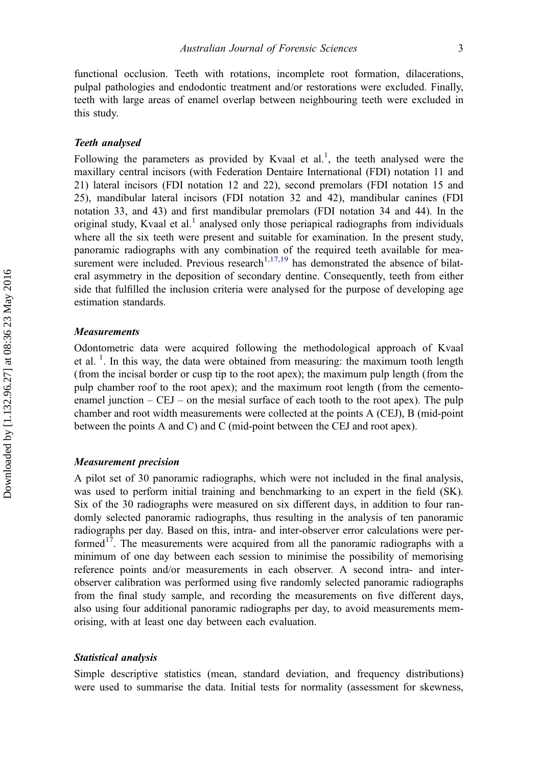functional occlusion. Teeth with rotations, incomplete root formation, dilacerations, pulpal pathologies and endodontic treatment and/or restorations were excluded. Finally, teeth with large areas of enamel overlap between neighbouring teeth were excluded in this study.

### *Teeth analysed*

Following the parameters as provided by Kvaal et al.[1], the teeth analysed were the maxillary central incisors (with Federation Dentaire International (FDI) notation 11 and 21) lateral incisors (FDI notation 12 and 22), second premolars (FDI notation 15 and 25), mandibular lateral incisors (FDI notation 32 and 42), mandibular canines (FDI notation 33, and 43) and first mandibular premolars (FDI notation 34 and 44). In the original study, Kvaal et al.[1] analysed only those periapical radiographs from individuals where all the six teeth were present and suitable for examination. In the present study, panoramic radiographs with any combination of the required teeth available for measurement were included. Previous research[1,17,19] has demonstrated the absence of bilateral asymmetry in the deposition of secondary dentine. Consequently, teeth from either side that fulfilled the inclusion criteria were analysed for the purpose of developing age estimation standards.

### *Measurements*

Odontometric data were acquired following the methodological approach of Kvaal et al. [1]. In this way, the data were obtained from measuring: the maximum tooth length (from the incisal border or cusp tip to the root apex); the maximum pulp length (from the pulp chamber roof to the root apex); and the maximum root length (from the cemento-enamel junction – CEJ – on the mesial surface of each tooth to the root apex). The pulp chamber and root width measurements were collected at the points A (CEJ), B (mid-point between the points A and C) and C (mid-point between the CEJ and root apex).

### *Measurement precision*

A pilot set of 30 panoramic radiographs, which were not included in the final analysis, was used to perform initial training and benchmarking to an expert in the field (SK). Six of the 30 radiographs were measured on six different days, in addition to four randomly selected panoramic radiographs, thus resulting in the analysis of ten panoramic radiographs per day. Based on this, intra- and inter-observer error calculations were performed[17]. The measurements were acquired from all the panoramic radiographs with a minimum of one day between each session to minimise the possibility of memorising reference points and/or measurements in each observer. A second intra- and inter-observer calibration was performed using five randomly selected panoramic radiographs from the final study sample, and recording the measurements on five different days, also using four additional panoramic radiographs per day, to avoid measurements memorising, with at least one day between each evaluation.

### *Statistical analysis*

Simple descriptive statistics (mean, standard deviation, and frequency distributions) were used to summarise the data. Initial tests for normality (assessment for skewness,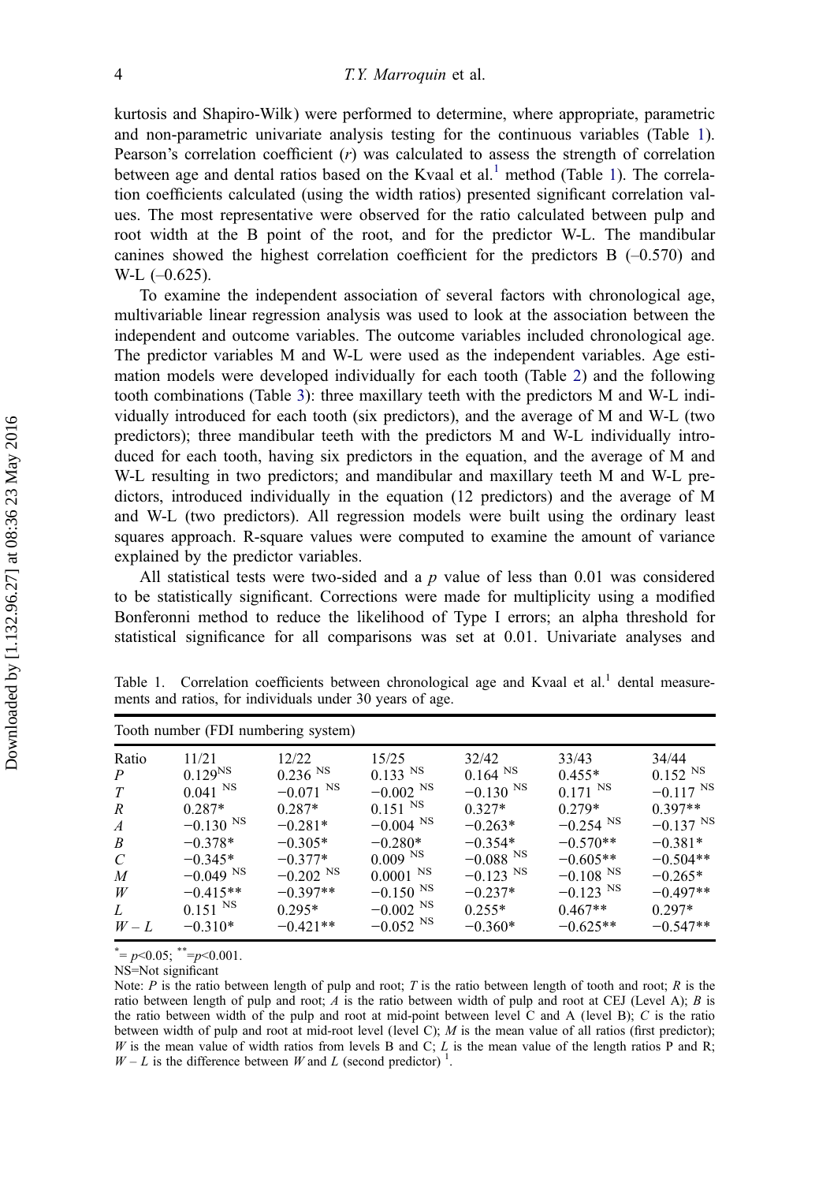kurtosis and Shapiro-Wilk) were performed to determine, where appropriate, parametric and non-parametric univariate analysis testing for the continuous variables (Table 1). Pearson's correlation coefficient ($r$) was calculated to assess the strength of correlation between age and dental ratios based on the Kvaal et al.[1] method (Table 1). The correlation coefficients calculated (using the width ratios) presented significant correlation values. The most representative were observed for the ratio calculated between pulp and root width at the B point of the root, and for the predictor W-L. The mandibular canines showed the highest correlation coefficient for the predictors B (–0.570) and W-L (–0.625).

To examine the independent association of several factors with chronological age, multivariable linear regression analysis was used to look at the association between the independent and outcome variables. The outcome variables included chronological age. The predictor variables M and W-L were used as the independent variables. Age estimation models were developed individually for each tooth (Table 2) and the following tooth combinations (Table 3): three maxillary teeth with the predictors M and W-L individually introduced for each tooth (six predictors), and the average of M and W-L (two predictors); three mandibular teeth with the predictors M and W-L individually introduced for each tooth, having six predictors in the equation, and the average of M and W-L resulting in two predictors; and mandibular and maxillary teeth M and W-L predictors, introduced individually in the equation (12 predictors) and the average of M and W-L (two predictors). All regression models were built using the ordinary least squares approach. R-square values were computed to examine the amount of variance explained by the predictor variables.

All statistical tests were two-sided and a $p$ value of less than 0.01 was considered to be statistically significant. Corrections were made for multiplicity using a modified Bonferonni method to reduce the likelihood of Type I errors; an alpha threshold for statistical significance for all comparisons was set at 0.01. Univariate analyses and

Table 1. Correlation coefficients between chronological age and Kvaal et al.[1] dental measurements and ratios, for individuals under 30 years of age.

| Tooth number (FDI numbering system) | | | | | | |
|---|---|---|---|---|---|---|
| Ratio | 11/21 | 12/22 | 15/25 | 32/42 | 33/43 | 34/44 |
| $P$ | 0.129$^{NS}$ | 0.236 $^{NS}$ | 0.133 $^{NS}$ | 0.164 $^{NS}$ | 0.455* | 0.152 $^{NS}$ |
| $T$ | 0.041 $^{NS}$ | −0.071 $^{NS}$ | −0.002 $^{NS}$ | −0.130 $^{NS}$ | 0.171 $^{NS}$ | −0.117 $^{NS}$ |
| $R$ | 0.287* | 0.287* | 0.151 $^{NS}$ | 0.327* | 0.279* | 0.397** |
| $A$ | −0.130 $^{NS}$ | −0.281* | −0.004 $^{NS}$ | −0.263* | −0.254 $^{NS}$ | −0.137 $^{NS}$ |
| $B$ | −0.378* | −0.305* | −0.280* | −0.354* | −0.570** | −0.381* |
| $C$ | −0.345* | −0.377* | 0.009 $^{NS}$ | −0.088 $^{NS}$ | −0.605** | −0.504** |
| $M$ | −0.049 $^{NS}$ | −0.202 $^{NS}$ | 0.0001 $^{NS}$ | −0.123 $^{NS}$ | −0.108 $^{NS}$ | −0.265* |
| $W$ | −0.415** | −0.397** | −0.150 $^{NS}$ | −0.237* | −0.123 $^{NS}$ | −0.497** |
| $L$ | 0.151 $^{NS}$ | 0.295* | −0.002 $^{NS}$ | 0.255* | 0.467** | 0.297* |
| $W-L$ | −0.310* | −0.421** | −0.052 $^{NS}$ | −0.360* | −0.625** | −0.547** |

*= $p$<0.05; **= $p$<0.001.

NS=Not significant

Note: $P$ is the ratio between length of pulp and root; $T$ is the ratio between length of tooth and root; $R$ is the ratio between length of pulp and root; $A$ is the ratio between width of pulp and root at CEJ (Level A); $B$ is the ratio between width of the pulp and root at mid-point between level C and A (level B); $C$ is the ratio between width of pulp and root at mid-root level (level C); $M$ is the mean value of all ratios (first predictor); $W$ is the mean value of width ratios from levels B and C; $L$ is the mean value of the length ratios P and R; $W-L$ is the difference between $W$ and $L$ (second predictor) [1].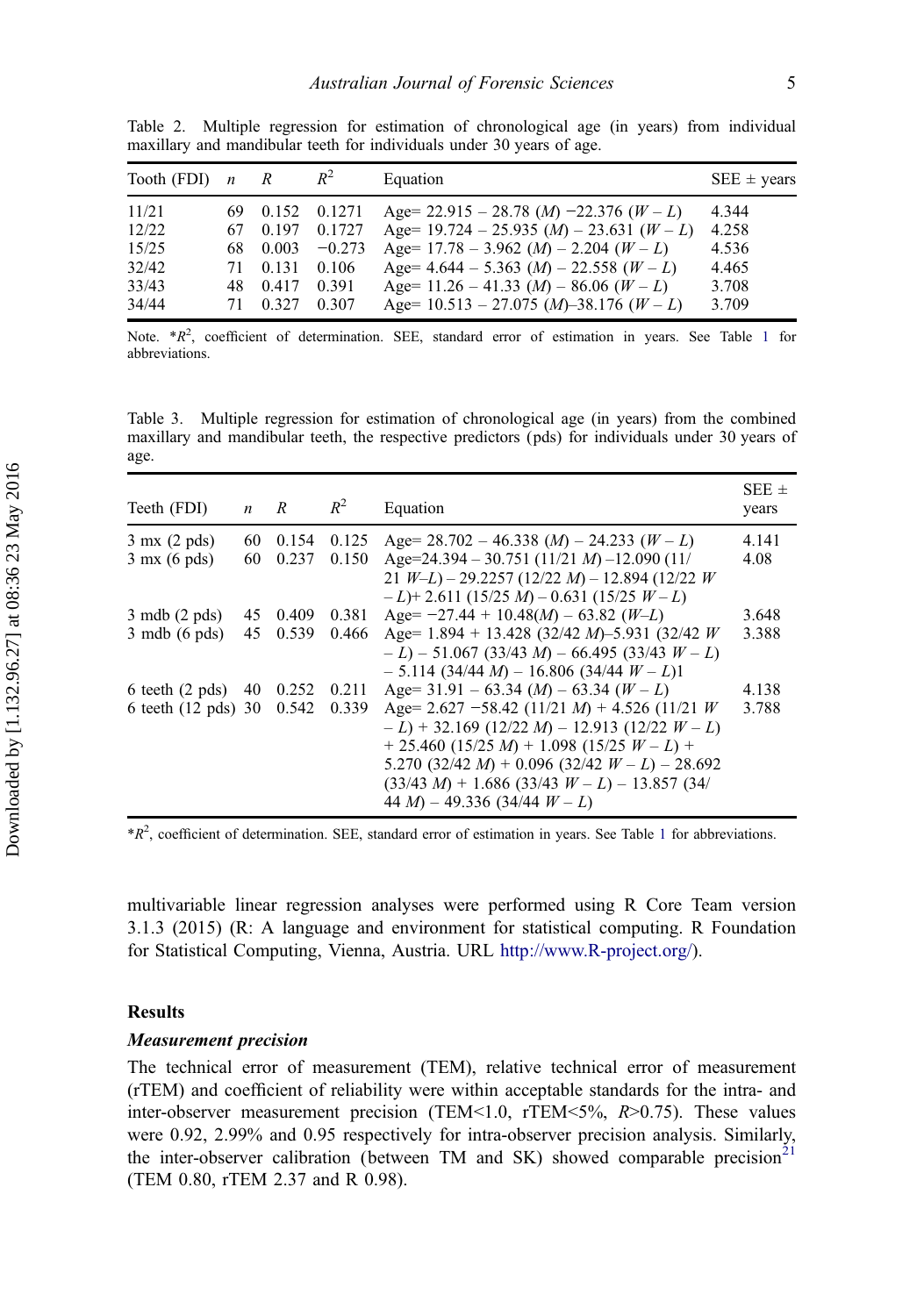Table 2. Multiple regression for estimation of chronological age (in years) from individual maxillary and mandibular teeth for individuals under 30 years of age.

| Tooth (FDI) | $n$ | $R$ | $R^2$ | Equation | SEE ± years |
|---|---|---|---|---|---|
| 11/21 | 69 | 0.152 | 0.1271 | Age= 22.915 – 28.78 ($M$) −22.376 ($W – L$) | 4.344 |
| 12/22 | 67 | 0.197 | 0.1727 | Age= 19.724 – 25.935 ($M$) – 23.631 ($W – L$) | 4.258 |
| 15/25 | 68 | 0.003 | −0.273 | Age= 17.78 – 3.962 ($M$) – 2.204 ($W – L$) | 4.536 |
| 32/42 | 71 | 0.131 | 0.106 | Age= 4.644 – 5.363 ($M$) – 22.558 ($W – L$) | 4.465 |
| 33/43 | 48 | 0.417 | 0.391 | Age= 11.26 – 41.33 ($M$) – 86.06 ($W – L$) | 3.708 |
| 34/44 | 71 | 0.327 | 0.307 | Age= 10.513 – 27.075 ($M$)–38.176 ($W – L$) | 3.709 |

Note. *$R^2$, coefficient of determination. SEE, standard error of estimation in years. See Table 1 for abbreviations.

Table 3. Multiple regression for estimation of chronological age (in years) from the combined maxillary and mandibular teeth, the respective predictors (pds) for individuals under 30 years of age.

| Teeth (FDI) | $n$ | $R$ | $R^2$ | Equation | SEE ± years |
|---|---|---|---|---|---|
| 3 mx (2 pds) | 60 | 0.154 | 0.125 | Age= 28.702 – 46.338 ($M$) – 24.233 ($W – L$) | 4.141 |
| 3 mx (6 pds) | 60 | 0.237 | 0.150 | Age=24.394 – 30.751 (11/21 $M$) –12.090 (11/21 $W$–$L$) – 29.2257 (12/22 $M$) – 12.894 (12/22 $W$ – $L$)+ 2.611 (15/25 $M$) – 0.631 (15/25 $W – L$) | 4.08 |
| 3 mdb (2 pds) | 45 | 0.409 | 0.381 | Age= −27.44 + 10.48($M$) – 63.82 ($W$–$L$) | 3.648 |
| 3 mdb (6 pds) | 45 | 0.539 | 0.466 | Age= 1.894 + 13.428 (32/42 $M$)–5.931 (32/42 $W$ – $L$) – 51.067 (33/43 $M$) – 66.495 (33/43 $W – L$) – 5.114 (34/44 $M$) – 16.806 (34/44 $W – L$)1 | 3.388 |
| 6 teeth (2 pds) | 40 | 0.252 | 0.211 | Age= 31.91 – 63.34 ($M$) – 63.34 ($W – L$) | 4.138 |
| 6 teeth (12 pds) | 30 | 0.542 | 0.339 | Age= 2.627 −58.42 (11/21 $M$) + 4.526 (11/21 $W$ – $L$) + 32.169 (12/22 $M$) – 12.913 (12/22 $W – L$) + 25.460 (15/25 $M$) + 1.098 (15/25 $W – L$) + 5.270 (32/42 $M$) + 0.096 (32/42 $W – L$) – 28.692 (33/43 $M$) + 1.686 (33/43 $W – L$) – 13.857 (34/44 $M$) – 49.336 (34/44 $W – L$) | 3.788 |

*$R^2$, coefficient of determination. SEE, standard error of estimation in years. See Table 1 for abbreviations.

multivariable linear regression analyses were performed using R Core Team version 3.1.3 (2015) (R: A language and environment for statistical computing. R Foundation for Statistical Computing, Vienna, Austria. URL http://www.R-project.org/).

## Results

### *Measurement precision*

The technical error of measurement (TEM), relative technical error of measurement (rTEM) and coefficient of reliability were within acceptable standards for the intra- and inter-observer measurement precision (TEM<1.0, rTEM<5%, $R$>0.75). These values were 0.92, 2.99% and 0.95 respectively for intra-observer precision analysis. Similarly, the inter-observer calibration (between TM and SK) showed comparable precision[21] (TEM 0.80, rTEM 2.37 and R 0.98).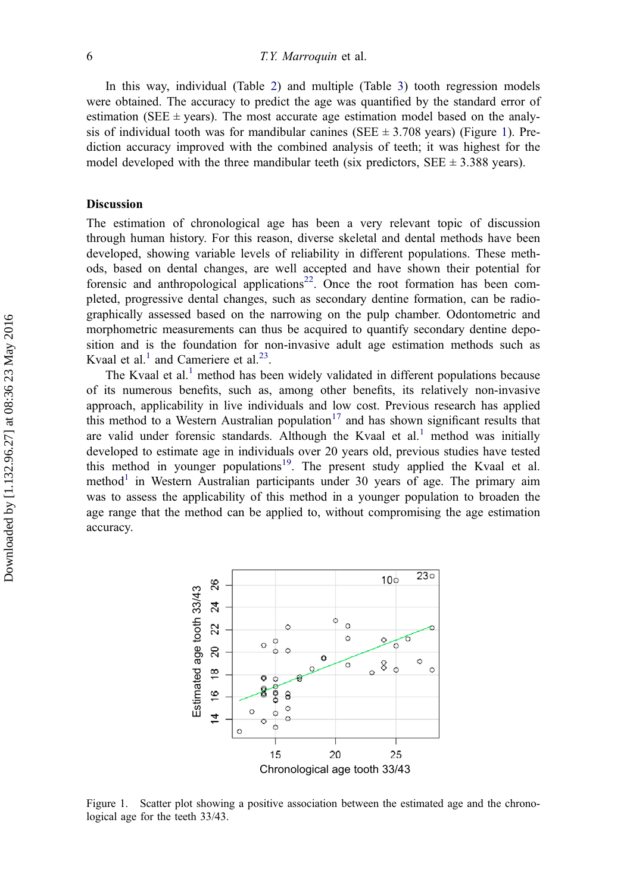In this way, individual (Table 2) and multiple (Table 3) tooth regression models were obtained. The accuracy to predict the age was quantified by the standard error of estimation (SEE ± years). The most accurate age estimation model based on the analysis of individual tooth was for mandibular canines (SEE ± 3.708 years) (Figure 1). Prediction accuracy improved with the combined analysis of teeth; it was highest for the model developed with the three mandibular teeth (six predictors, SEE ± 3.388 years).

## Discussion

The estimation of chronological age has been a very relevant topic of discussion through human history. For this reason, diverse skeletal and dental methods have been developed, showing variable levels of reliability in different populations. These methods, based on dental changes, are well accepted and have shown their potential for forensic and anthropological applications[22]. Once the root formation has been completed, progressive dental changes, such as secondary dentine formation, can be radiographically assessed based on the narrowing on the pulp chamber. Odontometric and morphometric measurements can thus be acquired to quantify secondary dentine deposition and is the foundation for non-invasive adult age estimation methods such as Kvaal et al.[1] and Cameriere et al.[23].

The Kvaal et al.[1] method has been widely validated in different populations because of its numerous benefits, such as, among other benefits, its relatively non-invasive approach, applicability in live individuals and low cost. Previous research has applied this method to a Western Australian population[17] and has shown significant results that are valid under forensic standards. Although the Kvaal et al.[1] method was initially developed to estimate age in individuals over 20 years old, previous studies have tested this method in younger populations[19]. The present study applied the Kvaal et al. method[1] in Western Australian participants under 30 years of age. The primary aim was to assess the applicability of this method in a younger population to broaden the age range that the method can be applied to, without compromising the age estimation accuracy.

Figure 1. Scatter plot showing a positive association between the estimated age and the chronological age for the teeth 33/43.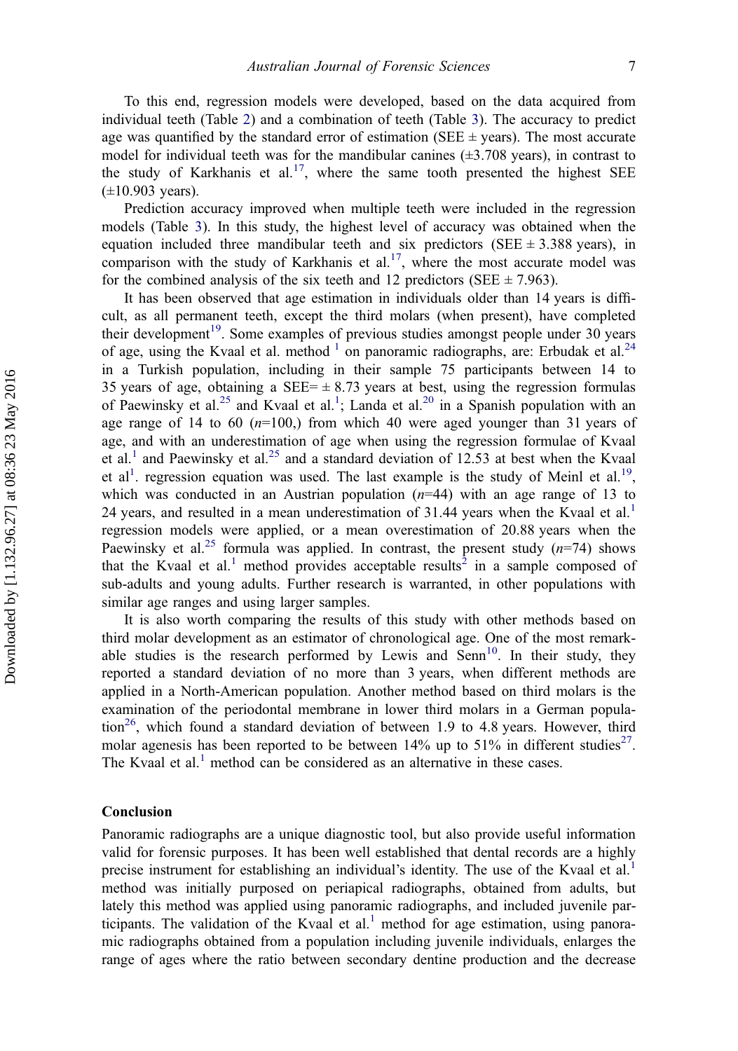To this end, regression models were developed, based on the data acquired from individual teeth (Table 2) and a combination of teeth (Table 3). The accuracy to predict age was quantified by the standard error of estimation (SEE ± years). The most accurate model for individual teeth was for the mandibular canines (±3.708 years), in contrast to the study of Karkhanis et al.[17], where the same tooth presented the highest SEE (±10.903 years).

Prediction accuracy improved when multiple teeth were included in the regression models (Table 3). In this study, the highest level of accuracy was obtained when the equation included three mandibular teeth and six predictors (SEE ± 3.388 years), in comparison with the study of Karkhanis et al.[17], where the most accurate model was for the combined analysis of the six teeth and 12 predictors (SEE ± 7.963).

It has been observed that age estimation in individuals older than 14 years is difficult, as all permanent teeth, except the third molars (when present), have completed their development[19]. Some examples of previous studies amongst people under 30 years of age, using the Kvaal et al. method [1] on panoramic radiographs, are: Erbudak et al.[24] in a Turkish population, including in their sample 75 participants between 14 to 35 years of age, obtaining a SEE= ± 8.73 years at best, using the regression formulas of Paewinsky et al.[25] and Kvaal et al.[1]; Landa et al.[20] in a Spanish population with an age range of 14 to 60 ($n$=100,) from which 40 were aged younger than 31 years of age, and with an underestimation of age when using the regression formulae of Kvaal et al.[1] and Paewinsky et al.[25] and a standard deviation of 12.53 at best when the Kvaal et al[1]. regression equation was used. The last example is the study of Meinl et al.[19], which was conducted in an Austrian population ($n$=44) with an age range of 13 to 24 years, and resulted in a mean underestimation of 31.44 years when the Kvaal et al.[1] regression models were applied, or a mean overestimation of 20.88 years when the Paewinsky et al.[25] formula was applied. In contrast, the present study ($n$=74) shows that the Kvaal et al.[1] method provides acceptable results[2] in a sample composed of sub-adults and young adults. Further research is warranted, in other populations with similar age ranges and using larger samples.

It is also worth comparing the results of this study with other methods based on third molar development as an estimator of chronological age. One of the most remarkable studies is the research performed by Lewis and Senn[10]. In their study, they reported a standard deviation of no more than 3 years, when different methods are applied in a North-American population. Another method based on third molars is the examination of the periodontal membrane in lower third molars in a German population[26], which found a standard deviation of between 1.9 to 4.8 years. However, third molar agenesis has been reported to be between 14% up to 51% in different studies[27]. The Kvaal et al.[1] method can be considered as an alternative in these cases.

## Conclusion

Panoramic radiographs are a unique diagnostic tool, but also provide useful information valid for forensic purposes. It has been well established that dental records are a highly precise instrument for establishing an individual's identity. The use of the Kvaal et al.[1] method was initially purposed on periapical radiographs, obtained from adults, but lately this method was applied using panoramic radiographs, and included juvenile participants. The validation of the Kvaal et al.[1] method for age estimation, using panoramic radiographs obtained from a population including juvenile individuals, enlarges the range of ages where the ratio between secondary dentine production and the decrease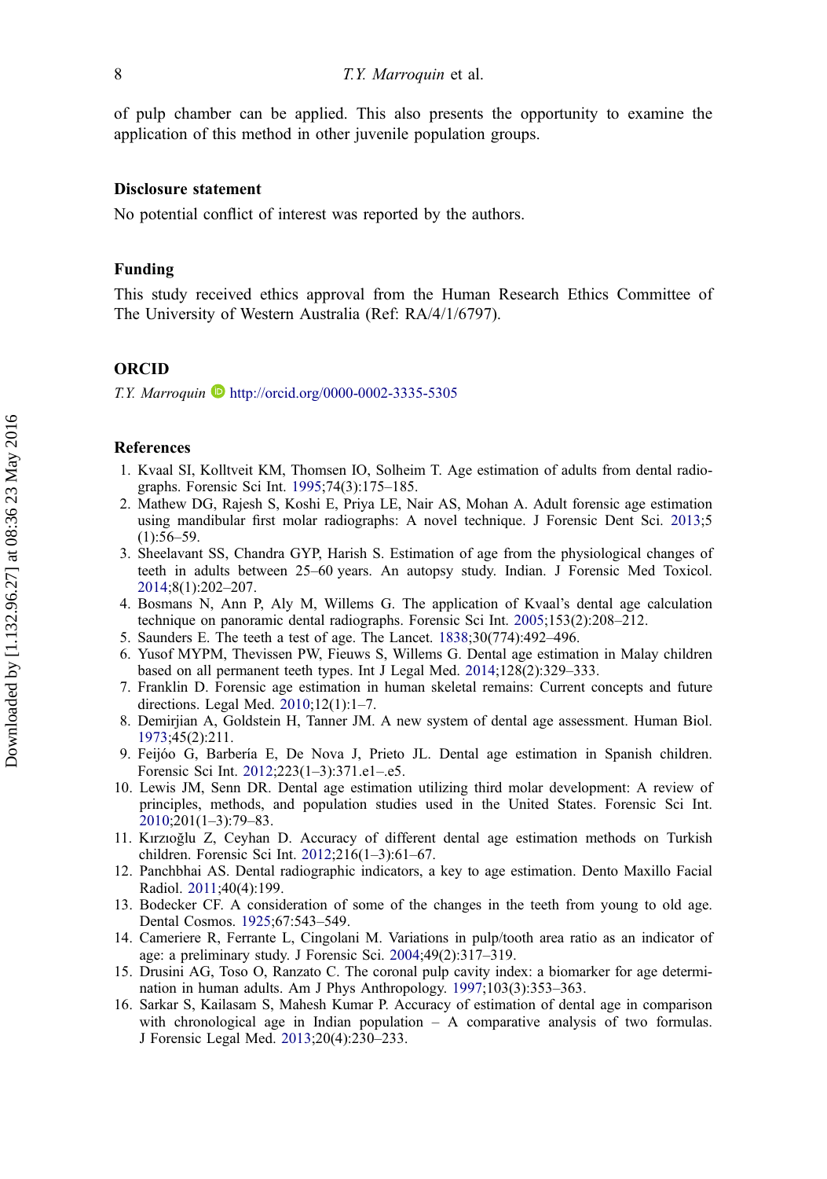of pulp chamber can be applied. This also presents the opportunity to examine the application of this method in other juvenile population groups.

## Disclosure statement

No potential conflict of interest was reported by the authors.

## Funding

This study received ethics approval from the Human Research Ethics Committee of The University of Western Australia (Ref: RA/4/1/6797).

## ORCID

*T.Y. Marroquin* http://orcid.org/0000-0002-3335-5305

## References

1. Kvaal SI, Kolltveit KM, Thomsen IO, Solheim T. Age estimation of adults from dental radiographs. Forensic Sci Int. 1995;74(3):175–185.
2. Mathew DG, Rajesh S, Koshi E, Priya LE, Nair AS, Mohan A. Adult forensic age estimation using mandibular first molar radiographs: A novel technique. J Forensic Dent Sci. 2013;5 (1):56–59.
3. Sheelavant SS, Chandra GYP, Harish S. Estimation of age from the physiological changes of teeth in adults between 25–60 years. An autopsy study. Indian. J Forensic Med Toxicol. 2014;8(1):202–207.
4. Bosmans N, Ann P, Aly M, Willems G. The application of Kvaal's dental age calculation technique on panoramic dental radiographs. Forensic Sci Int. 2005;153(2):208–212.
5. Saunders E. The teeth a test of age. The Lancet. 1838;30(774):492–496.
6. Yusof MYPM, Thevissen PW, Fieuws S, Willems G. Dental age estimation in Malay children based on all permanent teeth types. Int J Legal Med. 2014;128(2):329–333.
7. Franklin D. Forensic age estimation in human skeletal remains: Current concepts and future directions. Legal Med. 2010;12(1):1–7.
8. Demirjian A, Goldstein H, Tanner JM. A new system of dental age assessment. Human Biol. 1973;45(2):211.
9. Feijóo G, Barbería E, De Nova J, Prieto JL. Dental age estimation in Spanish children. Forensic Sci Int. 2012;223(1–3):371.e1–.e5.
10. Lewis JM, Senn DR. Dental age estimation utilizing third molar development: A review of principles, methods, and population studies used in the United States. Forensic Sci Int. 2010;201(1–3):79–83.
11. Kırzıoğlu Z, Ceyhan D. Accuracy of different dental age estimation methods on Turkish children. Forensic Sci Int. 2012;216(1–3):61–67.
12. Panchbhai AS. Dental radiographic indicators, a key to age estimation. Dento Maxillo Facial Radiol. 2011;40(4):199.
13. Bodecker CF. A consideration of some of the changes in the teeth from young to old age. Dental Cosmos. 1925;67:543–549.
14. Cameriere R, Ferrante L, Cingolani M. Variations in pulp/tooth area ratio as an indicator of age: a preliminary study. J Forensic Sci. 2004;49(2):317–319.
15. Drusini AG, Toso O, Ranzato C. The coronal pulp cavity index: a biomarker for age determination in human adults. Am J Phys Anthropology. 1997;103(3):353–363.
16. Sarkar S, Kailasam S, Mahesh Kumar P. Accuracy of estimation of dental age in comparison with chronological age in Indian population – A comparative analysis of two formulas. J Forensic Legal Med. 2013;20(4):230–233.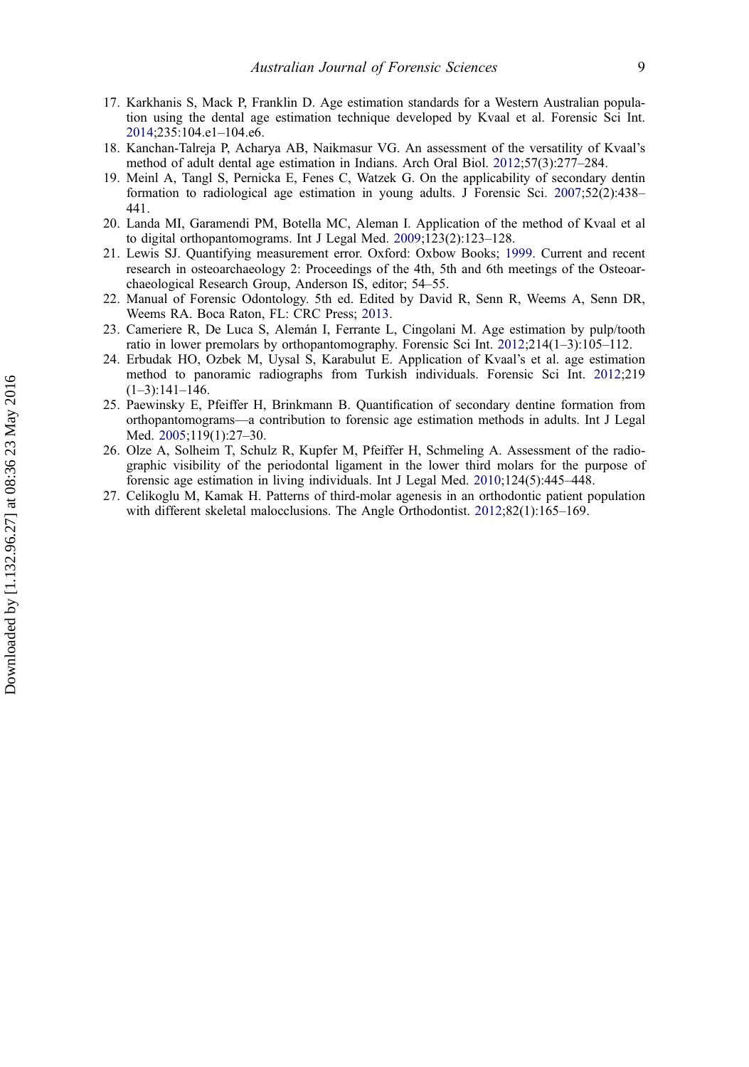17. Karkhanis S, Mack P, Franklin D. Age estimation standards for a Western Australian population using the dental age estimation technique developed by Kvaal et al. Forensic Sci Int. 2014;235:104.e1–104.e6.
18. Kanchan-Talreja P, Acharya AB, Naikmasur VG. An assessment of the versatility of Kvaal's method of adult dental age estimation in Indians. Arch Oral Biol. 2012;57(3):277–284.
19. Meinl A, Tangl S, Pernicka E, Fenes C, Watzek G. On the applicability of secondary dentin formation to radiological age estimation in young adults. J Forensic Sci. 2007;52(2):438–441.
20. Landa MI, Garamendi PM, Botella MC, Aleman I. Application of the method of Kvaal et al to digital orthopantomograms. Int J Legal Med. 2009;123(2):123–128.
21. Lewis SJ. Quantifying measurement error. Oxford: Oxbow Books; 1999. Current and recent research in osteoarchaeology 2: Proceedings of the 4th, 5th and 6th meetings of the Osteoarchaeological Research Group, Anderson IS, editor; 54–55.
22. Manual of Forensic Odontology. 5th ed. Edited by David R, Senn R, Weems A, Senn DR, Weems RA. Boca Raton, FL: CRC Press; 2013.
23. Cameriere R, De Luca S, Alemán I, Ferrante L, Cingolani M. Age estimation by pulp/tooth ratio in lower premolars by orthopantomography. Forensic Sci Int. 2012;214(1–3):105–112.
24. Erbudak HO, Ozbek M, Uysal S, Karabulut E. Application of Kvaal's et al. age estimation method to panoramic radiographs from Turkish individuals. Forensic Sci Int. 2012;219(1–3):141–146.
25. Paewinsky E, Pfeiffer H, Brinkmann B. Quantification of secondary dentine formation from orthopantomograms—a contribution to forensic age estimation methods in adults. Int J Legal Med. 2005;119(1):27–30.
26. Olze A, Solheim T, Schulz R, Kupfer M, Pfeiffer H, Schmeling A. Assessment of the radiographic visibility of the periodontal ligament in the lower third molars for the purpose of forensic age estimation in living individuals. Int J Legal Med. 2010;124(5):445–448.
27. Celikoglu M, Kamak H. Patterns of third-molar agenesis in an orthodontic patient population with different skeletal malocclusions. The Angle Orthodontist. 2012;82(1):165–169.